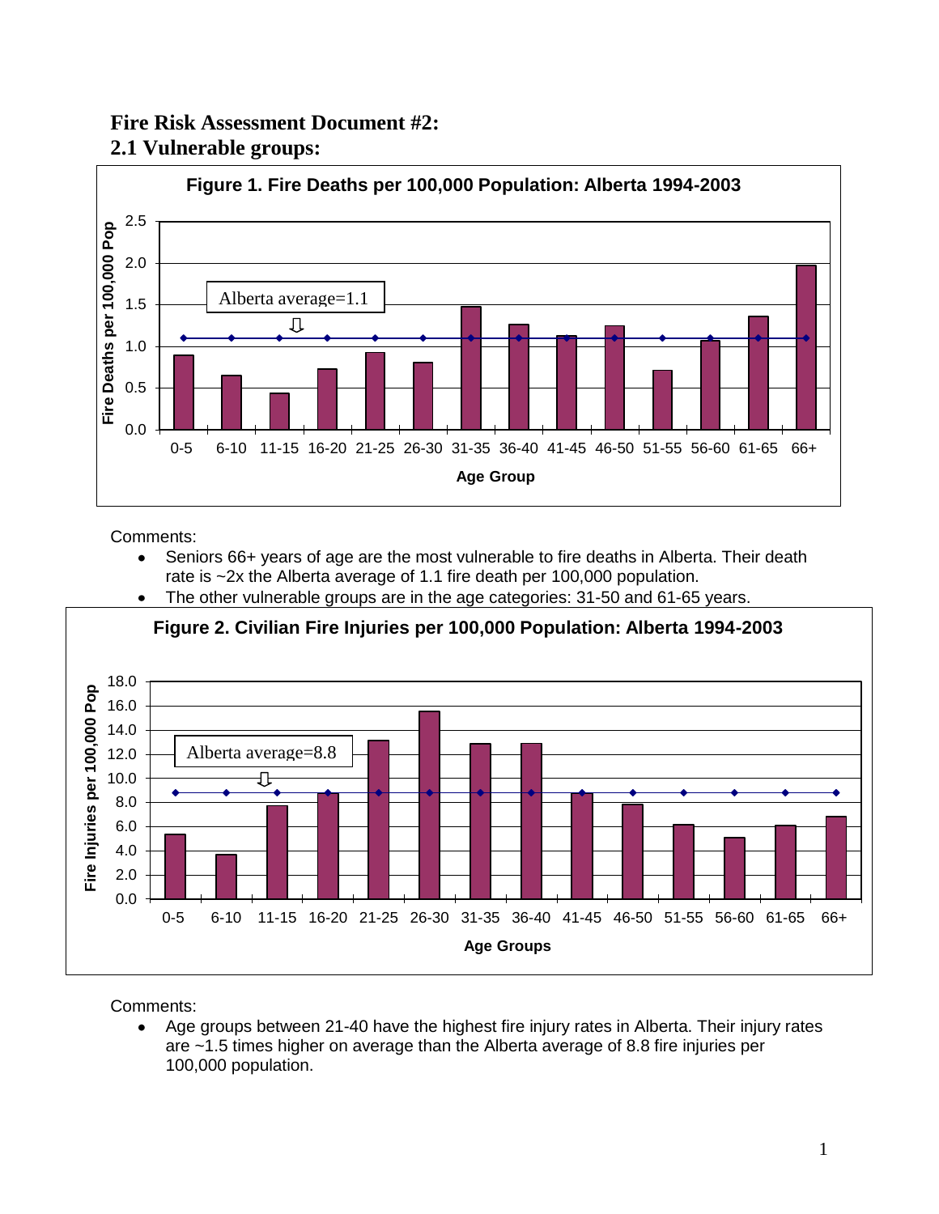# Fire Risk Assessment Document #2:

## 2.1 Vulnerable groups:

**Figure 1. Fire Deaths per 100,000 Population: Alberta 1994-2003**

Comments:

- Seniors 66+ years of age are the most vulnerable to fire deaths in Alberta. Their death rate is ~2x the Alberta average of 1.1 fire death per 100,000 population.
- The other vulnerable groups are in the age categories: 31-50 and 61-65 years.

**Figure 2. Civilian Fire Injuries per 100,000 Population: Alberta 1994-2003**

Comments:

- Age groups between 21-40 have the highest fire injury rates in Alberta. Their injury rates are ~1.5 times higher on average than the Alberta average of 8.8 fire injuries per 100,000 population.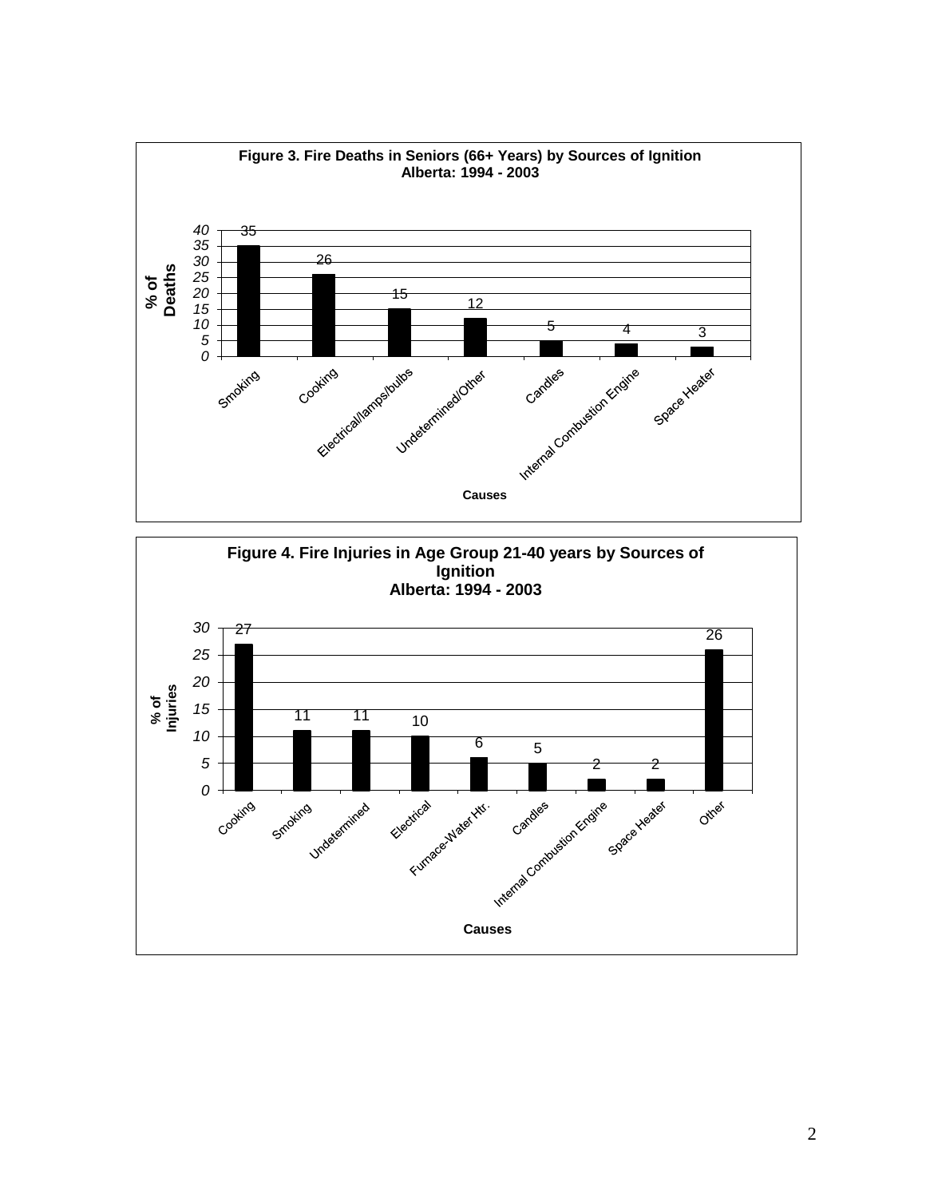**Figure 3. Fire Deaths in Seniors (66+ Years) by Sources of Ignition**
**Alberta: 1994 - 2003**

| Causes | % of Deaths |
|---|---|
| Smoking | 35 |
| Cooking | 26 |
| Electrical/lamps/bulbs | 15 |
| Undetermined/Other | 12 |
| Candles | 5 |
| Internal Combustion Engine | 4 |
| Space Heater | 3 |

**Figure 4. Fire Injuries in Age Group 21-40 years by Sources of Ignition**
**Alberta: 1994 - 2003**

| Causes | % of Injuries |
|---|---|
| Cooking | 27 |
| Smoking | 11 |
| Undetermined | 11 |
| Electrical | 10 |
| Furnace-Water Htr. | 6 |
| Candles | 5 |
| Internal Combustion Engine | 2 |
| Space Heater | 2 |
| Other | 26 |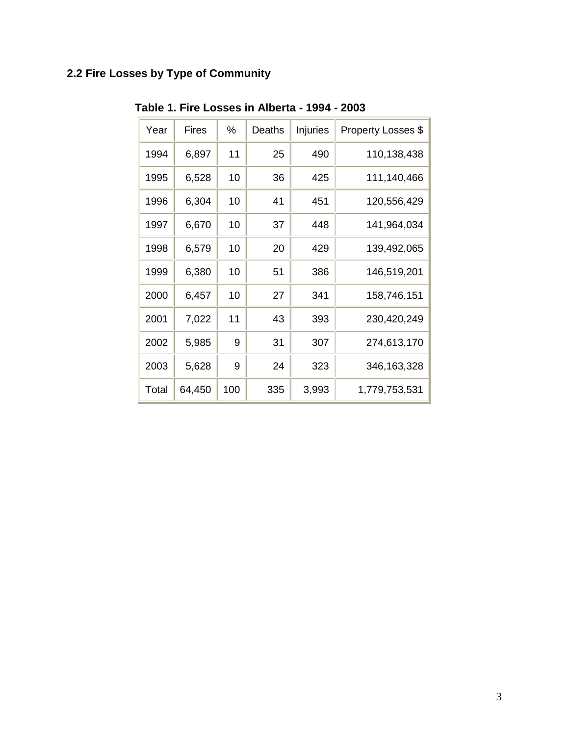## 2.2 Fire Losses by Type of Community

**Table 1. Fire Losses in Alberta - 1994 - 2003**

| Year | Fires | % | Deaths | Injuries | Property Losses $ |
|---|---|---|---|---|---|
| 1994 | 6,897 | 11 | 25 | 490 | 110,138,438 |
| 1995 | 6,528 | 10 | 36 | 425 | 111,140,466 |
| 1996 | 6,304 | 10 | 41 | 451 | 120,556,429 |
| 1997 | 6,670 | 10 | 37 | 448 | 141,964,034 |
| 1998 | 6,579 | 10 | 20 | 429 | 139,492,065 |
| 1999 | 6,380 | 10 | 51 | 386 | 146,519,201 |
| 2000 | 6,457 | 10 | 27 | 341 | 158,746,151 |
| 2001 | 7,022 | 11 | 43 | 393 | 230,420,249 |
| 2002 | 5,985 | 9 | 31 | 307 | 274,613,170 |
| 2003 | 5,628 | 9 | 24 | 323 | 346,163,328 |
| Total | 64,450 | 100 | 335 | 3,993 | 1,779,753,531 |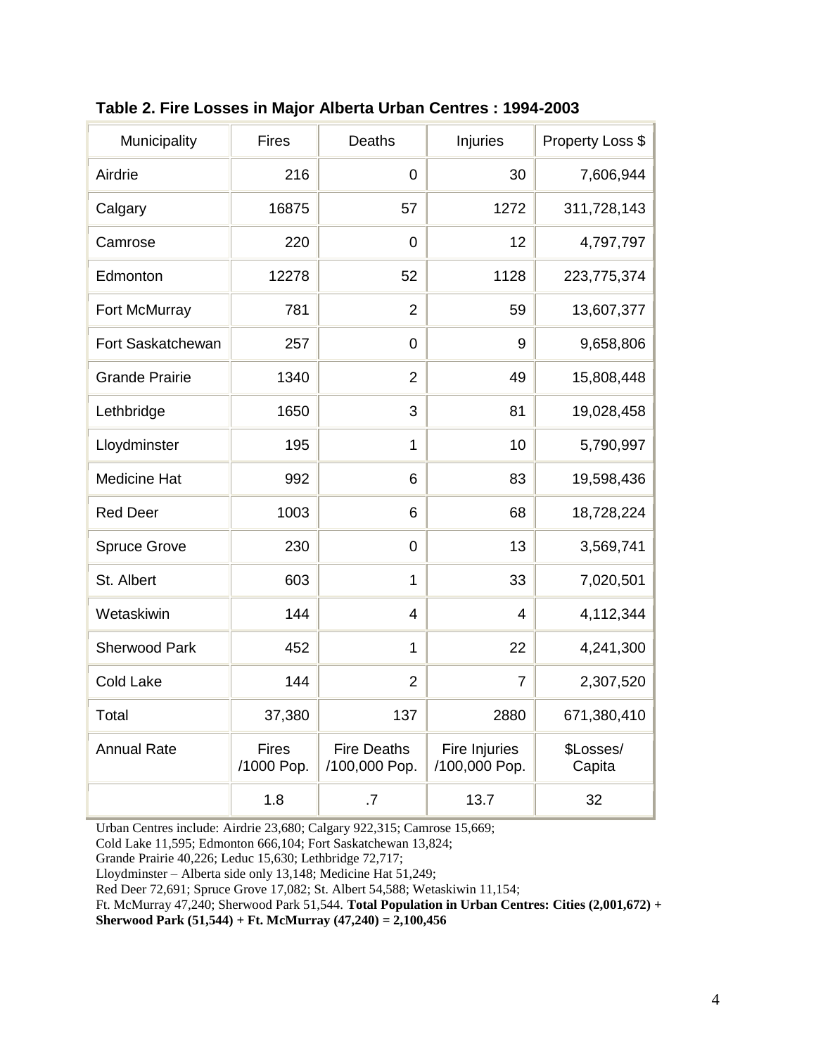**Table 2. Fire Losses in Major Alberta Urban Centres : 1994-2003**

| Municipality | Fires | Deaths | Injuries | Property Loss $ |
|---|---|---|---|---|
| Airdrie | 216 | 0 | 30 | 7,606,944 |
| Calgary | 16875 | 57 | 1272 | 311,728,143 |
| Camrose | 220 | 0 | 12 | 4,797,797 |
| Edmonton | 12278 | 52 | 1128 | 223,775,374 |
| Fort McMurray | 781 | 2 | 59 | 13,607,377 |
| Fort Saskatchewan | 257 | 0 | 9 | 9,658,806 |
| Grande Prairie | 1340 | 2 | 49 | 15,808,448 |
| Lethbridge | 1650 | 3 | 81 | 19,028,458 |
| Lloydminster | 195 | 1 | 10 | 5,790,997 |
| Medicine Hat | 992 | 6 | 83 | 19,598,436 |
| Red Deer | 1003 | 6 | 68 | 18,728,224 |
| Spruce Grove | 230 | 0 | 13 | 3,569,741 |
| St. Albert | 603 | 1 | 33 | 7,020,501 |
| Wetaskiwin | 144 | 4 | 4 | 4,112,344 |
| Sherwood Park | 452 | 1 | 22 | 4,241,300 |
| Cold Lake | 144 | 2 | 7 | 2,307,520 |
| Total | 37,380 | 137 | 2880 | 671,380,410 |
| Annual Rate | Fires /1000 Pop. | Fire Deaths /100,000 Pop. | Fire Injuries /100,000 Pop. | $Losses/ Capita |
| | 1.8 | .7 | 13.7 | 32 |

Urban Centres include: Airdrie 23,680; Calgary 922,315; Camrose 15,669;
Cold Lake 11,595; Edmonton 666,104; Fort Saskatchewan 13,824;
Grande Prairie 40,226; Leduc 15,630; Lethbridge 72,717;
Lloydminster – Alberta side only 13,148; Medicine Hat 51,249;
Red Deer 72,691; Spruce Grove 17,082; St. Albert 54,588; Wetaskiwin 11,154;
Ft. McMurray 47,240; Sherwood Park 51,544. **Total Population in Urban Centres: Cities (2,001,672) + Sherwood Park (51,544) + Ft. McMurray (47,240) = 2,100,456**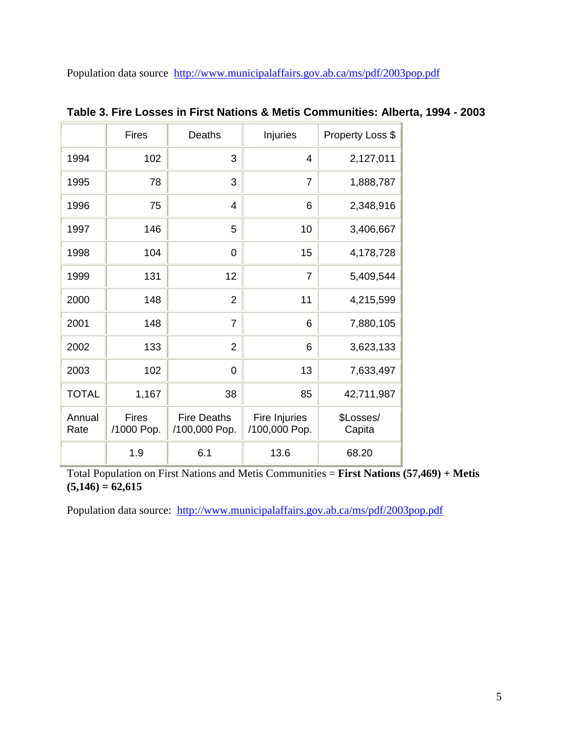Population data source http://www.municipalaffairs.gov.ab.ca/ms/pdf/2003pop.pdf

**Table 3. Fire Losses in First Nations & Metis Communities: Alberta, 1994 - 2003**

| | Fires | Deaths | Injuries | Property Loss $ |
|---|---|---|---|---|
| 1994 | 102 | 3 | 4 | 2,127,011 |
| 1995 | 78 | 3 | 7 | 1,888,787 |
| 1996 | 75 | 4 | 6 | 2,348,916 |
| 1997 | 146 | 5 | 10 | 3,406,667 |
| 1998 | 104 | 0 | 15 | 4,178,728 |
| 1999 | 131 | 12 | 7 | 5,409,544 |
| 2000 | 148 | 2 | 11 | 4,215,599 |
| 2001 | 148 | 7 | 6 | 7,880,105 |
| 2002 | 133 | 2 | 6 | 3,623,133 |
| 2003 | 102 | 0 | 13 | 7,633,497 |
| TOTAL | 1,167 | 38 | 85 | 42,711,987 |
| Annual Rate | Fires /1000 Pop. | Fire Deaths /100,000 Pop. | Fire Injuries /100,000 Pop. | $Losses/ Capita |
| | 1.9 | 6.1 | 13.6 | 68.20 |

Total Population on First Nations and Metis Communities = **First Nations (57,469) + Metis (5,146) = 62,615**

Population data source: http://www.municipalaffairs.gov.ab.ca/ms/pdf/2003pop.pdf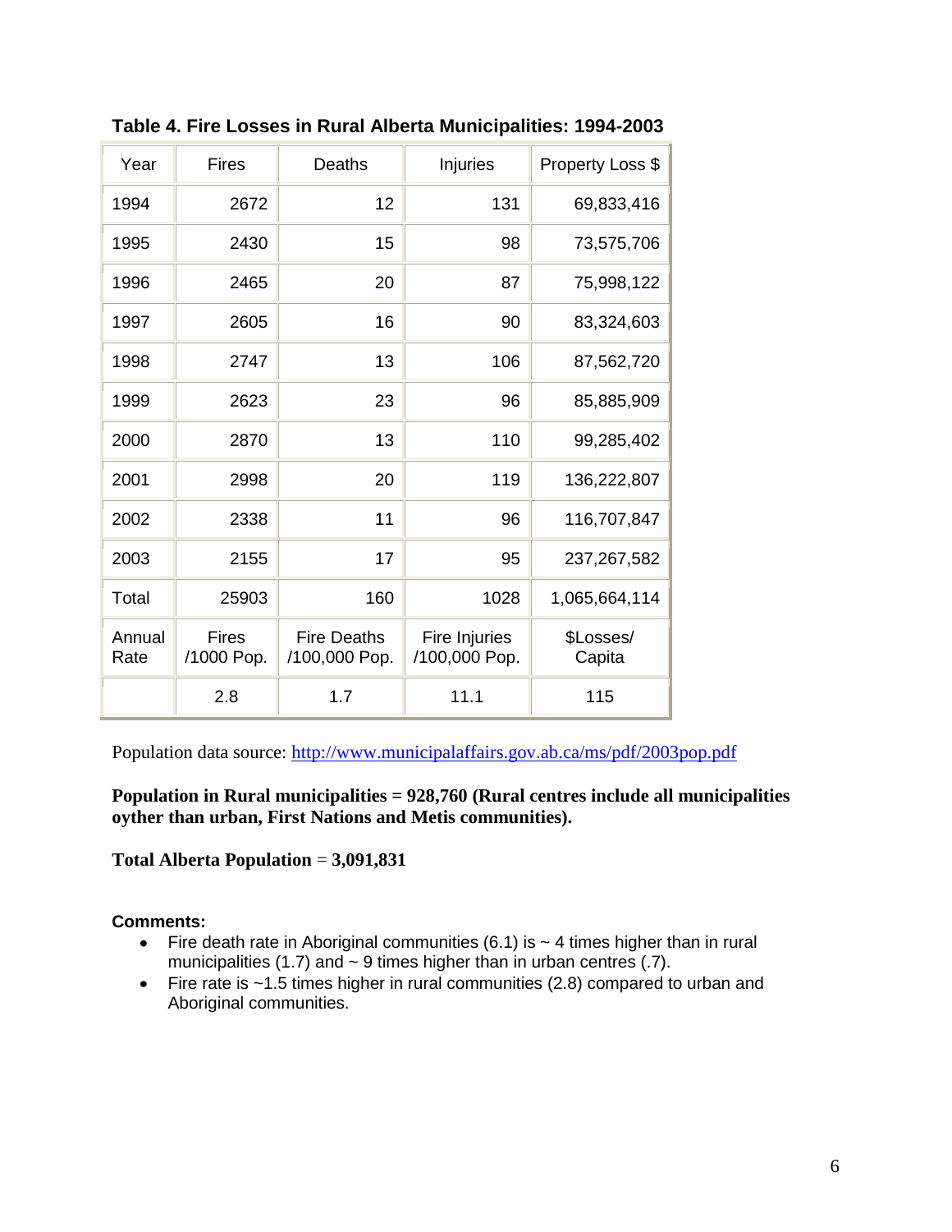**Table 4. Fire Losses in Rural Alberta Municipalities: 1994-2003**

| Year | Fires | Deaths | Injuries | Property Loss $ |
|---|---|---|---|---|
| 1994 | 2672 | 12 | 131 | 69,833,416 |
| 1995 | 2430 | 15 | 98 | 73,575,706 |
| 1996 | 2465 | 20 | 87 | 75,998,122 |
| 1997 | 2605 | 16 | 90 | 83,324,603 |
| 1998 | 2747 | 13 | 106 | 87,562,720 |
| 1999 | 2623 | 23 | 96 | 85,885,909 |
| 2000 | 2870 | 13 | 110 | 99,285,402 |
| 2001 | 2998 | 20 | 119 | 136,222,807 |
| 2002 | 2338 | 11 | 96 | 116,707,847 |
| 2003 | 2155 | 17 | 95 | 237,267,582 |
| Total | 25903 | 160 | 1028 | 1,065,664,114 |
| Annual Rate | Fires /1000 Pop. | Fire Deaths /100,000 Pop. | Fire Injuries /100,000 Pop. | $Losses/ Capita |
| | 2.8 | 1.7 | 11.1 | 115 |

Population data source: http://www.municipalaffairs.gov.ab.ca/ms/pdf/2003pop.pdf

**Population in Rural municipalities = 928,760 (Rural centres include all municipalities oyther than urban, First Nations and Metis communities).**

**Total Alberta Population** = **3,091,831**

**Comments:**

- Fire death rate in Aboriginal communities (6.1) is ~ 4 times higher than in rural municipalities (1.7) and ~ 9 times higher than in urban centres (.7).
- Fire rate is ~1.5 times higher in rural communities (2.8) compared to urban and Aboriginal communities.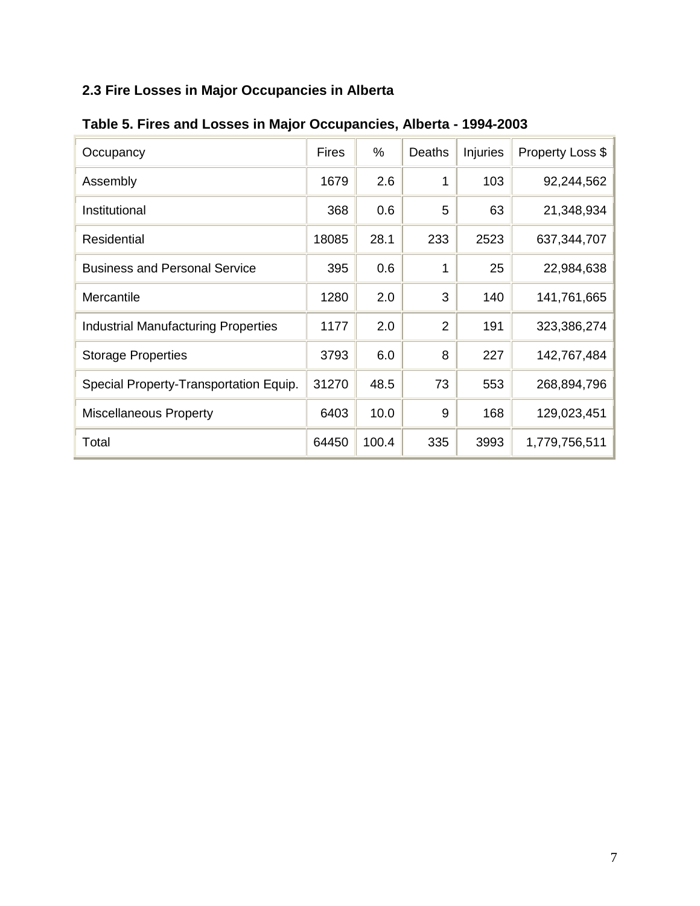## 2.3 Fire Losses in Major Occupancies in Alberta

**Table 5. Fires and Losses in Major Occupancies, Alberta - 1994-2003**

| Occupancy | Fires | % | Deaths | Injuries | Property Loss $ |
|---|---|---|---|---|---|
| Assembly | 1679 | 2.6 | 1 | 103 | 92,244,562 |
| Institutional | 368 | 0.6 | 5 | 63 | 21,348,934 |
| Residential | 18085 | 28.1 | 233 | 2523 | 637,344,707 |
| Business and Personal Service | 395 | 0.6 | 1 | 25 | 22,984,638 |
| Mercantile | 1280 | 2.0 | 3 | 140 | 141,761,665 |
| Industrial Manufacturing Properties | 1177 | 2.0 | 2 | 191 | 323,386,274 |
| Storage Properties | 3793 | 6.0 | 8 | 227 | 142,767,484 |
| Special Property-Transportation Equip. | 31270 | 48.5 | 73 | 553 | 268,894,796 |
| Miscellaneous Property | 6403 | 10.0 | 9 | 168 | 129,023,451 |
| Total | 64450 | 100.4 | 335 | 3993 | 1,779,756,511 |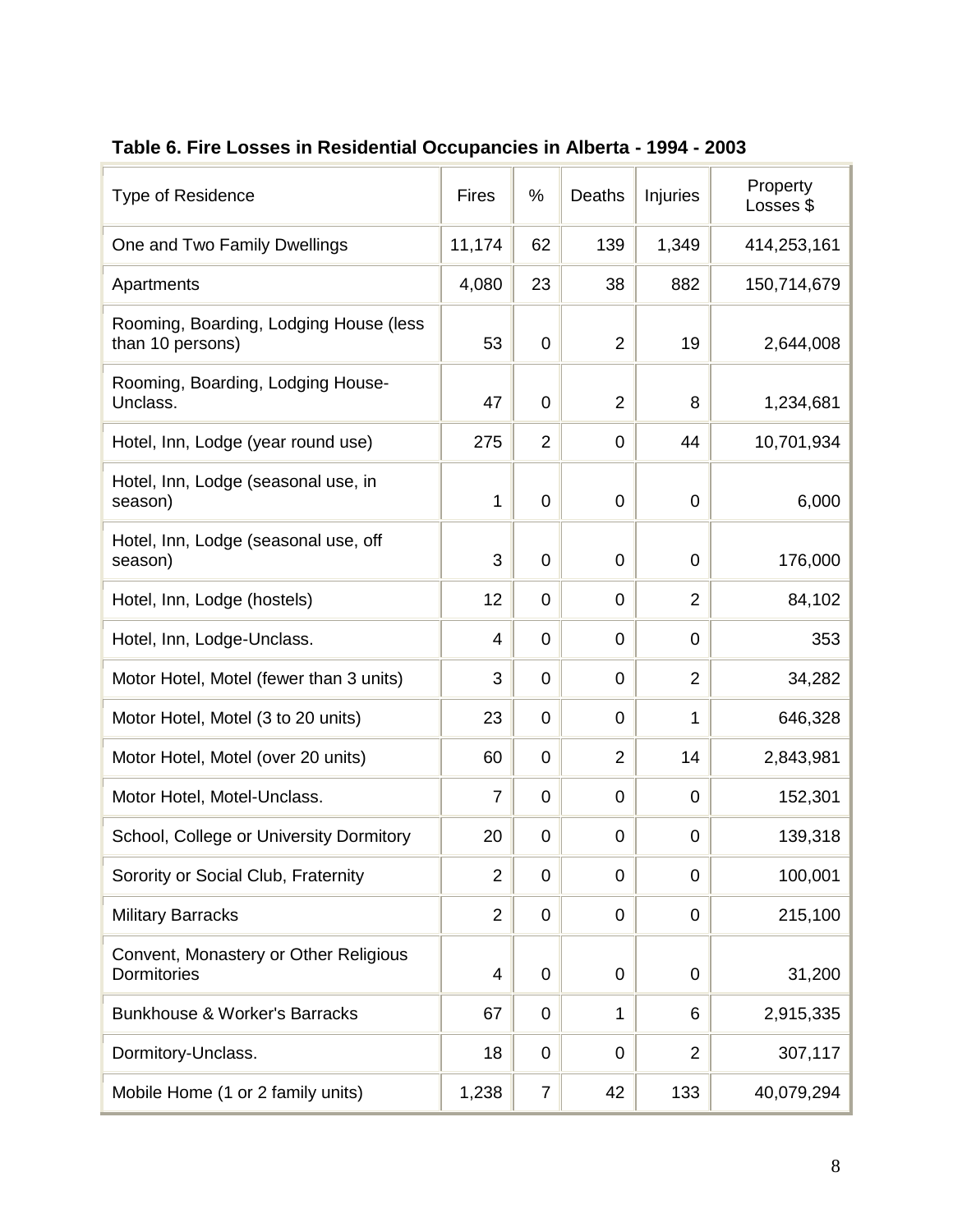**Table 6. Fire Losses in Residential Occupancies in Alberta - 1994 - 2003**

| Type of Residence | Fires | % | Deaths | Injuries | Property Losses $ |
|---|---|---|---|---|---|
| One and Two Family Dwellings | 11,174 | 62 | 139 | 1,349 | 414,253,161 |
| Apartments | 4,080 | 23 | 38 | 882 | 150,714,679 |
| Rooming, Boarding, Lodging House (less than 10 persons) | 53 | 0 | 2 | 19 | 2,644,008 |
| Rooming, Boarding, Lodging House-Unclass. | 47 | 0 | 2 | 8 | 1,234,681 |
| Hotel, Inn, Lodge (year round use) | 275 | 2 | 0 | 44 | 10,701,934 |
| Hotel, Inn, Lodge (seasonal use, in season) | 1 | 0 | 0 | 0 | 6,000 |
| Hotel, Inn, Lodge (seasonal use, off season) | 3 | 0 | 0 | 0 | 176,000 |
| Hotel, Inn, Lodge (hostels) | 12 | 0 | 0 | 2 | 84,102 |
| Hotel, Inn, Lodge-Unclass. | 4 | 0 | 0 | 0 | 353 |
| Motor Hotel, Motel (fewer than 3 units) | 3 | 0 | 0 | 2 | 34,282 |
| Motor Hotel, Motel (3 to 20 units) | 23 | 0 | 0 | 1 | 646,328 |
| Motor Hotel, Motel (over 20 units) | 60 | 0 | 2 | 14 | 2,843,981 |
| Motor Hotel, Motel-Unclass. | 7 | 0 | 0 | 0 | 152,301 |
| School, College or University Dormitory | 20 | 0 | 0 | 0 | 139,318 |
| Sorority or Social Club, Fraternity | 2 | 0 | 0 | 0 | 100,001 |
| Military Barracks | 2 | 0 | 0 | 0 | 215,100 |
| Convent, Monastery or Other Religious Dormitories | 4 | 0 | 0 | 0 | 31,200 |
| Bunkhouse & Worker's Barracks | 67 | 0 | 1 | 6 | 2,915,335 |
| Dormitory-Unclass. | 18 | 0 | 0 | 2 | 307,117 |
| Mobile Home (1 or 2 family units) | 1,238 | 7 | 42 | 133 | 40,079,294 |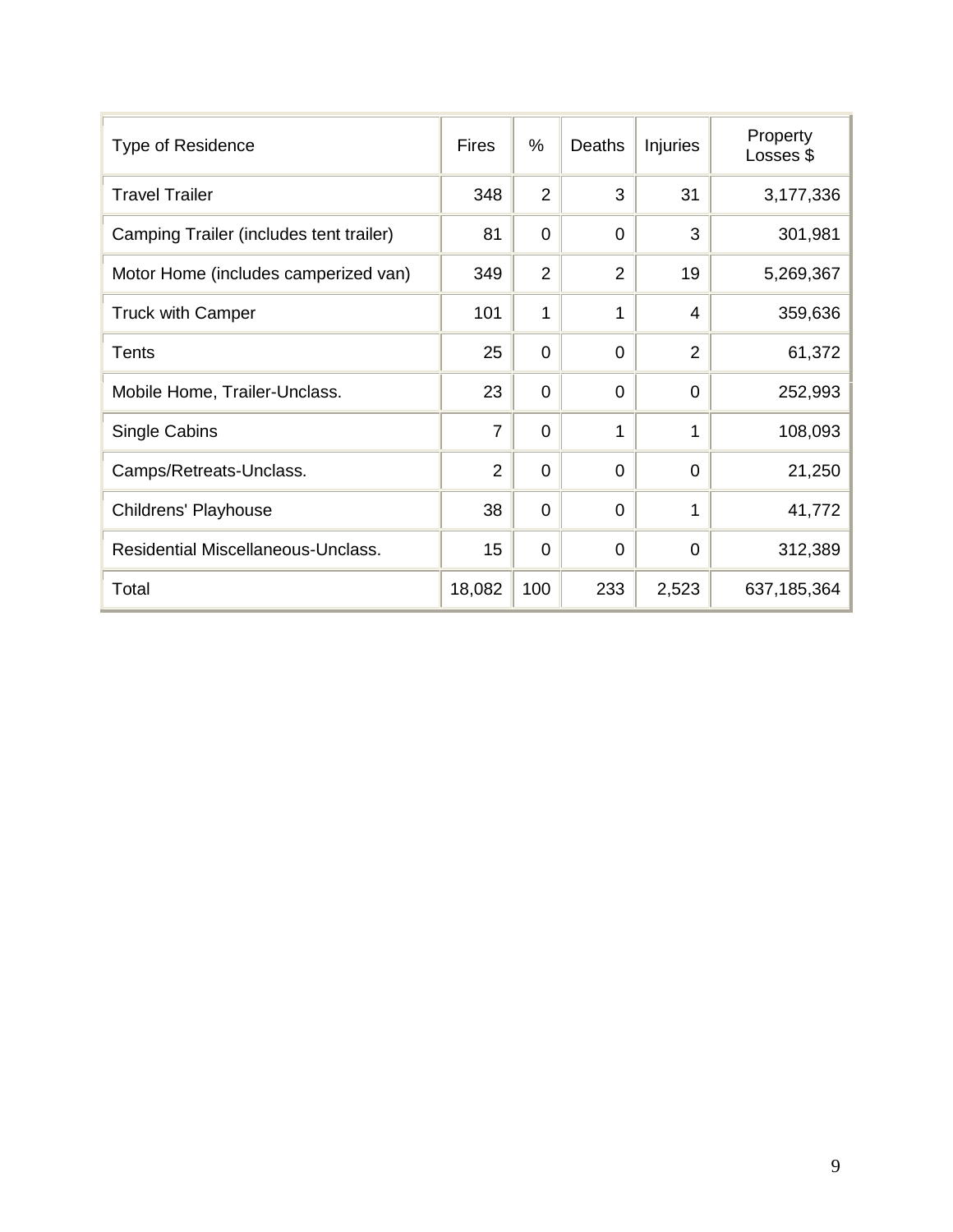| Type of Residence | Fires | % | Deaths | Injuries | Property Losses $ |
|---|---|---|---|---|---|
| Travel Trailer | 348 | 2 | 3 | 31 | 3,177,336 |
| Camping Trailer (includes tent trailer) | 81 | 0 | 0 | 3 | 301,981 |
| Motor Home (includes camperized van) | 349 | 2 | 2 | 19 | 5,269,367 |
| Truck with Camper | 101 | 1 | 1 | 4 | 359,636 |
| Tents | 25 | 0 | 0 | 2 | 61,372 |
| Mobile Home, Trailer-Unclass. | 23 | 0 | 0 | 0 | 252,993 |
| Single Cabins | 7 | 0 | 1 | 1 | 108,093 |
| Camps/Retreats-Unclass. | 2 | 0 | 0 | 0 | 21,250 |
| Childrens' Playhouse | 38 | 0 | 0 | 1 | 41,772 |
| Residential Miscellaneous-Unclass. | 15 | 0 | 0 | 0 | 312,389 |
| Total | 18,082 | 100 | 233 | 2,523 | 637,185,364 |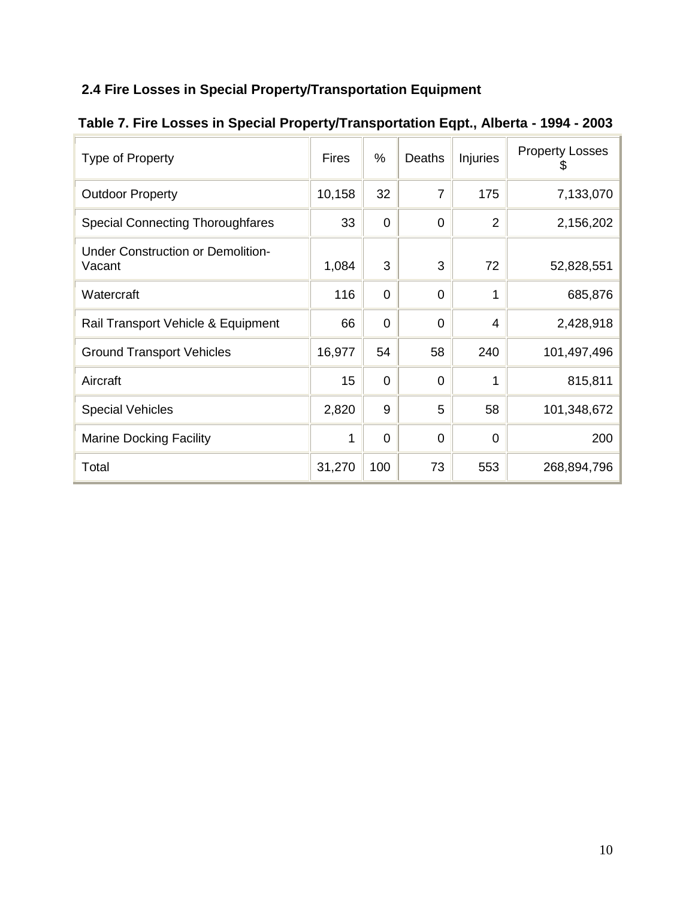### 2.4 Fire Losses in Special Property/Transportation Equipment

**Table 7. Fire Losses in Special Property/Transportation Eqpt., Alberta - 1994 - 2003**

| Type of Property | Fires | % | Deaths | Injuries | Property Losses $ |
|---|---|---|---|---|---|
| Outdoor Property | 10,158 | 32 | 7 | 175 | 7,133,070 |
| Special Connecting Thoroughfares | 33 | 0 | 0 | 2 | 2,156,202 |
| Under Construction or Demolition-Vacant | 1,084 | 3 | 3 | 72 | 52,828,551 |
| Watercraft | 116 | 0 | 0 | 1 | 685,876 |
| Rail Transport Vehicle & Equipment | 66 | 0 | 0 | 4 | 2,428,918 |
| Ground Transport Vehicles | 16,977 | 54 | 58 | 240 | 101,497,496 |
| Aircraft | 15 | 0 | 0 | 1 | 815,811 |
| Special Vehicles | 2,820 | 9 | 5 | 58 | 101,348,672 |
| Marine Docking Facility | 1 | 0 | 0 | 0 | 200 |
| Total | 31,270 | 100 | 73 | 553 | 268,894,796 |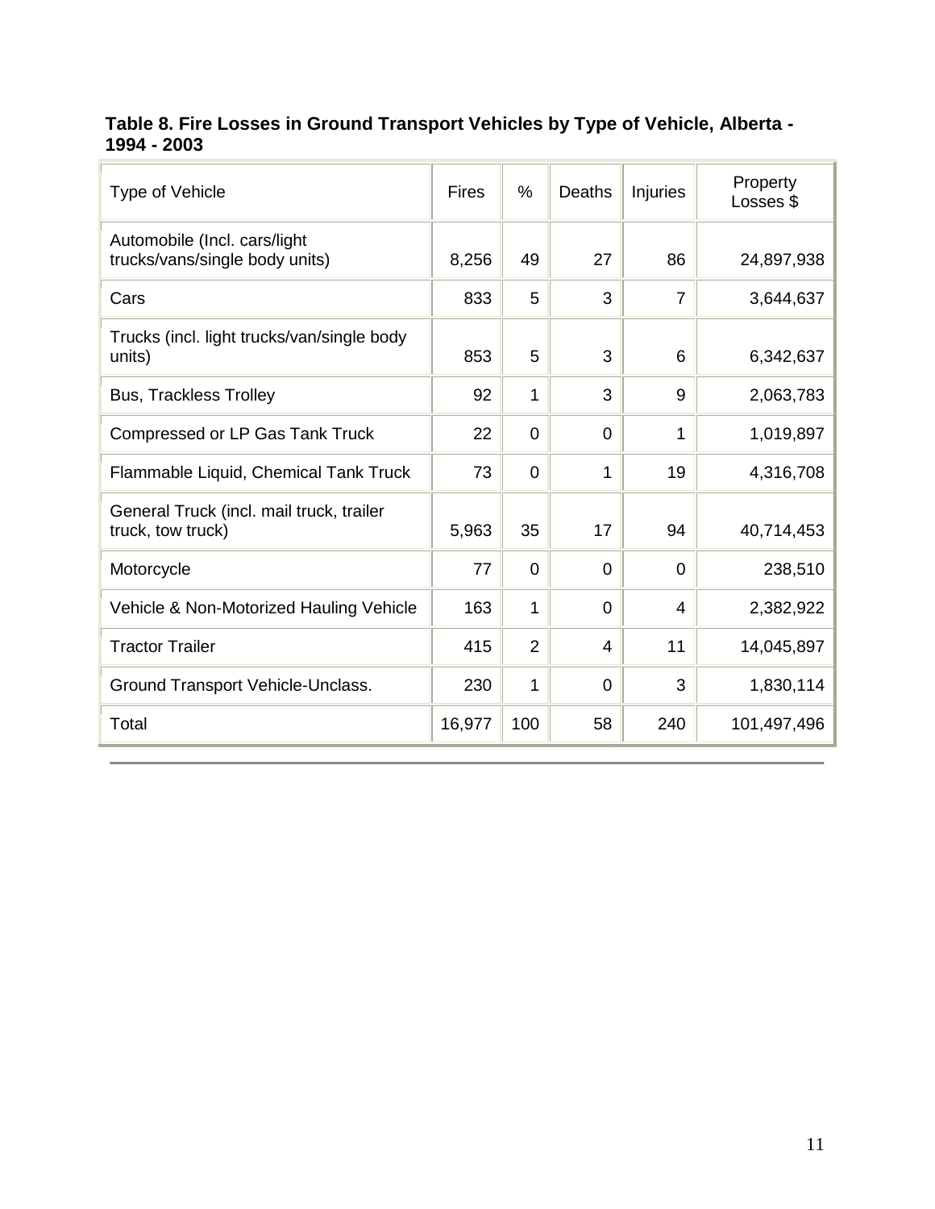**Table 8. Fire Losses in Ground Transport Vehicles by Type of Vehicle, Alberta - 1994 - 2003**

| Type of Vehicle | Fires | % | Deaths | Injuries | Property Losses $ |
|---|---|---|---|---|---|
| Automobile (Incl. cars/light trucks/vans/single body units) | 8,256 | 49 | 27 | 86 | 24,897,938 |
| Cars | 833 | 5 | 3 | 7 | 3,644,637 |
| Trucks (incl. light trucks/van/single body units) | 853 | 5 | 3 | 6 | 6,342,637 |
| Bus, Trackless Trolley | 92 | 1 | 3 | 9 | 2,063,783 |
| Compressed or LP Gas Tank Truck | 22 | 0 | 0 | 1 | 1,019,897 |
| Flammable Liquid, Chemical Tank Truck | 73 | 0 | 1 | 19 | 4,316,708 |
| General Truck (incl. mail truck, trailer truck, tow truck) | 5,963 | 35 | 17 | 94 | 40,714,453 |
| Motorcycle | 77 | 0 | 0 | 0 | 238,510 |
| Vehicle & Non-Motorized Hauling Vehicle | 163 | 1 | 0 | 4 | 2,382,922 |
| Tractor Trailer | 415 | 2 | 4 | 11 | 14,045,897 |
| Ground Transport Vehicle-Unclass. | 230 | 1 | 0 | 3 | 1,830,114 |
| Total | 16,977 | 100 | 58 | 240 | 101,497,496 |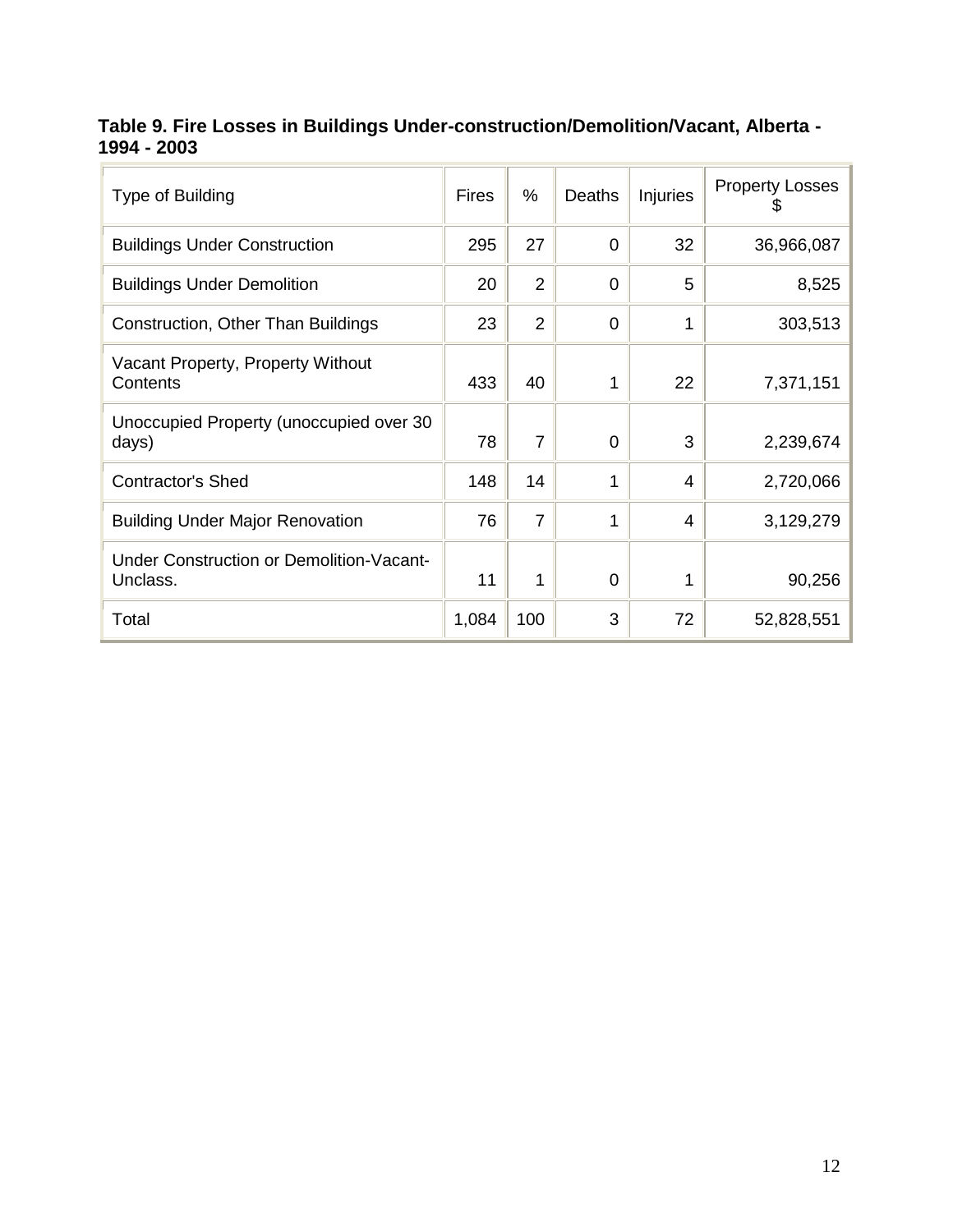**Table 9. Fire Losses in Buildings Under-construction/Demolition/Vacant, Alberta - 1994 - 2003**

| Type of Building | Fires | % | Deaths | Injuries | Property Losses $ |
|---|---|---|---|---|---|
| Buildings Under Construction | 295 | 27 | 0 | 32 | 36,966,087 |
| Buildings Under Demolition | 20 | 2 | 0 | 5 | 8,525 |
| Construction, Other Than Buildings | 23 | 2 | 0 | 1 | 303,513 |
| Vacant Property, Property Without Contents | 433 | 40 | 1 | 22 | 7,371,151 |
| Unoccupied Property (unoccupied over 30 days) | 78 | 7 | 0 | 3 | 2,239,674 |
| Contractor's Shed | 148 | 14 | 1 | 4 | 2,720,066 |
| Building Under Major Renovation | 76 | 7 | 1 | 4 | 3,129,279 |
| Under Construction or Demolition-Vacant-Unclass. | 11 | 1 | 0 | 1 | 90,256 |
| Total | 1,084 | 100 | 3 | 72 | 52,828,551 |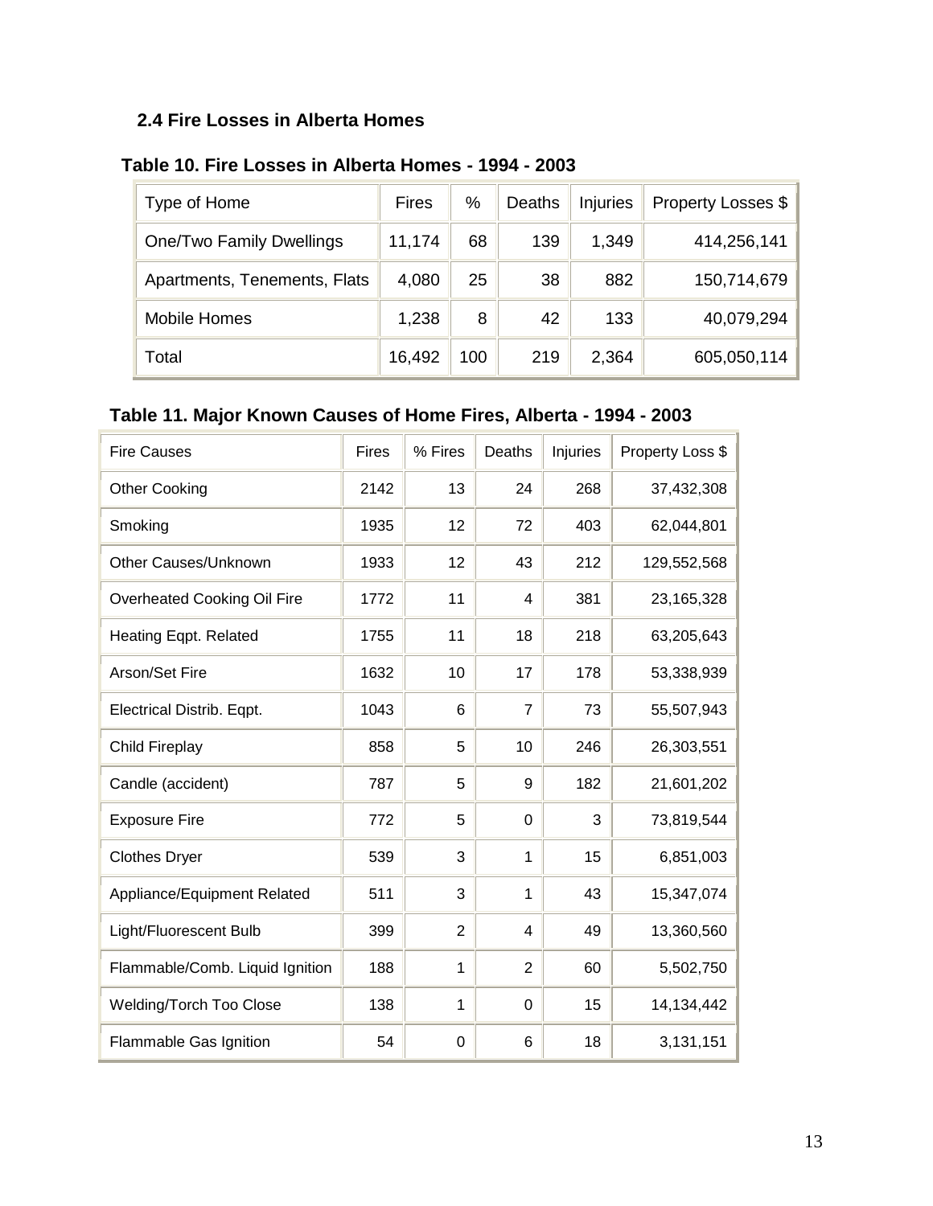### 2.4 Fire Losses in Alberta Homes

**Table 10. Fire Losses in Alberta Homes - 1994 - 2003**

| Type of Home | Fires | % | Deaths | Injuries | Property Losses $ |
|---|---|---|---|---|---|
| One/Two Family Dwellings | 11,174 | 68 | 139 | 1,349 | 414,256,141 |
| Apartments, Tenements, Flats | 4,080 | 25 | 38 | 882 | 150,714,679 |
| Mobile Homes | 1,238 | 8 | 42 | 133 | 40,079,294 |
| Total | 16,492 | 100 | 219 | 2,364 | 605,050,114 |

**Table 11. Major Known Causes of Home Fires, Alberta - 1994 - 2003**

| Fire Causes | Fires | % Fires | Deaths | Injuries | Property Loss $ |
|---|---|---|---|---|---|
| Other Cooking | 2142 | 13 | 24 | 268 | 37,432,308 |
| Smoking | 1935 | 12 | 72 | 403 | 62,044,801 |
| Other Causes/Unknown | 1933 | 12 | 43 | 212 | 129,552,568 |
| Overheated Cooking Oil Fire | 1772 | 11 | 4 | 381 | 23,165,328 |
| Heating Eqpt. Related | 1755 | 11 | 18 | 218 | 63,205,643 |
| Arson/Set Fire | 1632 | 10 | 17 | 178 | 53,338,939 |
| Electrical Distrib. Eqpt. | 1043 | 6 | 7 | 73 | 55,507,943 |
| Child Fireplay | 858 | 5 | 10 | 246 | 26,303,551 |
| Candle (accident) | 787 | 5 | 9 | 182 | 21,601,202 |
| Exposure Fire | 772 | 5 | 0 | 3 | 73,819,544 |
| Clothes Dryer | 539 | 3 | 1 | 15 | 6,851,003 |
| Appliance/Equipment Related | 511 | 3 | 1 | 43 | 15,347,074 |
| Light/Fluorescent Bulb | 399 | 2 | 4 | 49 | 13,360,560 |
| Flammable/Comb. Liquid Ignition | 188 | 1 | 2 | 60 | 5,502,750 |
| Welding/Torch Too Close | 138 | 1 | 0 | 15 | 14,134,442 |
| Flammable Gas Ignition | 54 | 0 | 6 | 18 | 3,131,151 |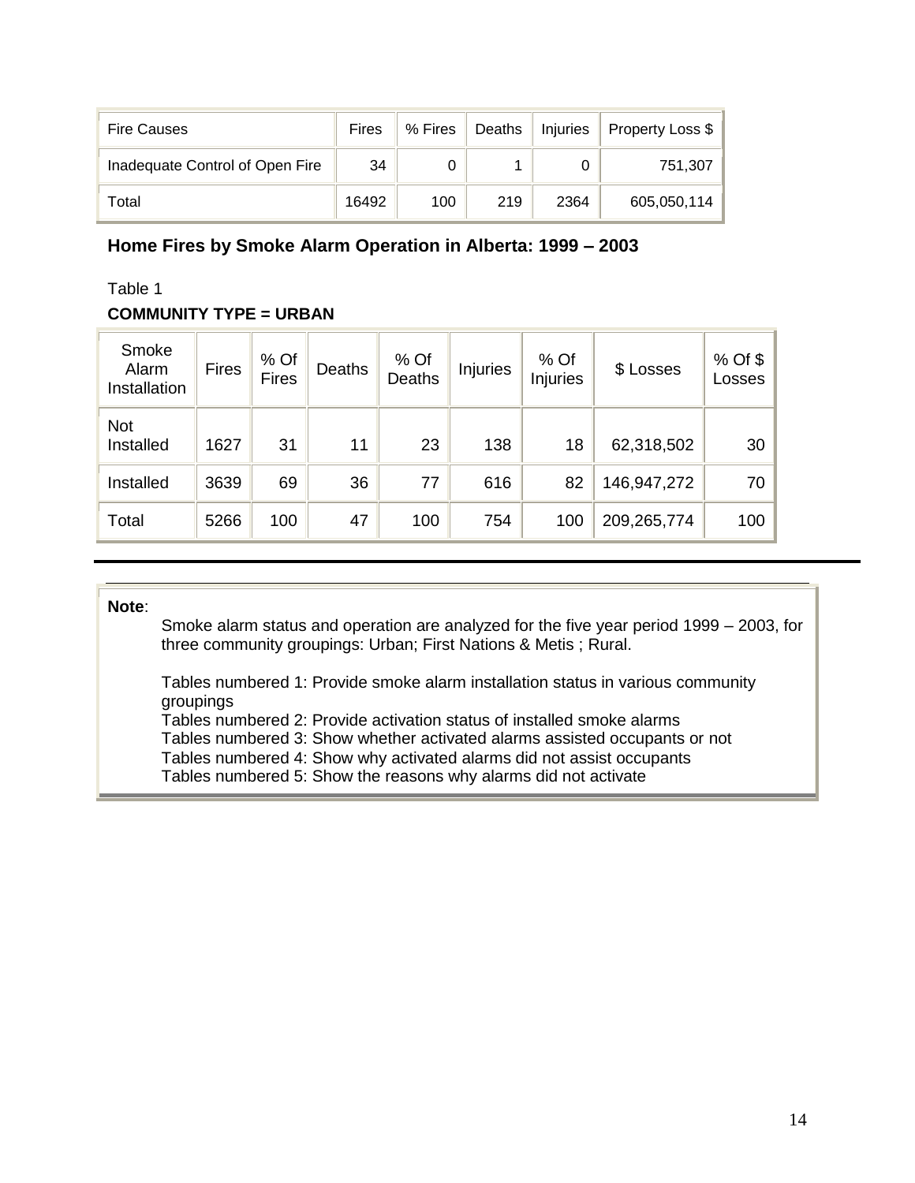| Fire Causes | Fires | % Fires | Deaths | Injuries | Property Loss $ |
|---|---|---|---|---|---|
| Inadequate Control of Open Fire | 34 | 0 | 1 | 0 | 751,307 |
| Total | 16492 | 100 | 219 | 2364 | 605,050,114 |

## Home Fires by Smoke Alarm Operation in Alberta: 1999 – 2003

Table 1

**COMMUNITY TYPE = URBAN**

| Smoke Alarm Installation | Fires | % Of Fires | Deaths | % Of Deaths | Injuries | % Of Injuries | $ Losses | % Of $ Losses |
|---|---|---|---|---|---|---|---|---|
| Not Installed | 1627 | 31 | 11 | 23 | 138 | 18 | 62,318,502 | 30 |
| Installed | 3639 | 69 | 36 | 77 | 616 | 82 | 146,947,272 | 70 |
| Total | 5266 | 100 | 47 | 100 | 754 | 100 | 209,265,774 | 100 |

---

**Note**:

Smoke alarm status and operation are analyzed for the five year period 1999 – 2003, for three community groupings: Urban; First Nations & Metis ; Rural.

Tables numbered 1: Provide smoke alarm installation status in various community groupings
Tables numbered 2: Provide activation status of installed smoke alarms
Tables numbered 3: Show whether activated alarms assisted occupants or not
Tables numbered 4: Show why activated alarms did not assist occupants
Tables numbered 5: Show the reasons why alarms did not activate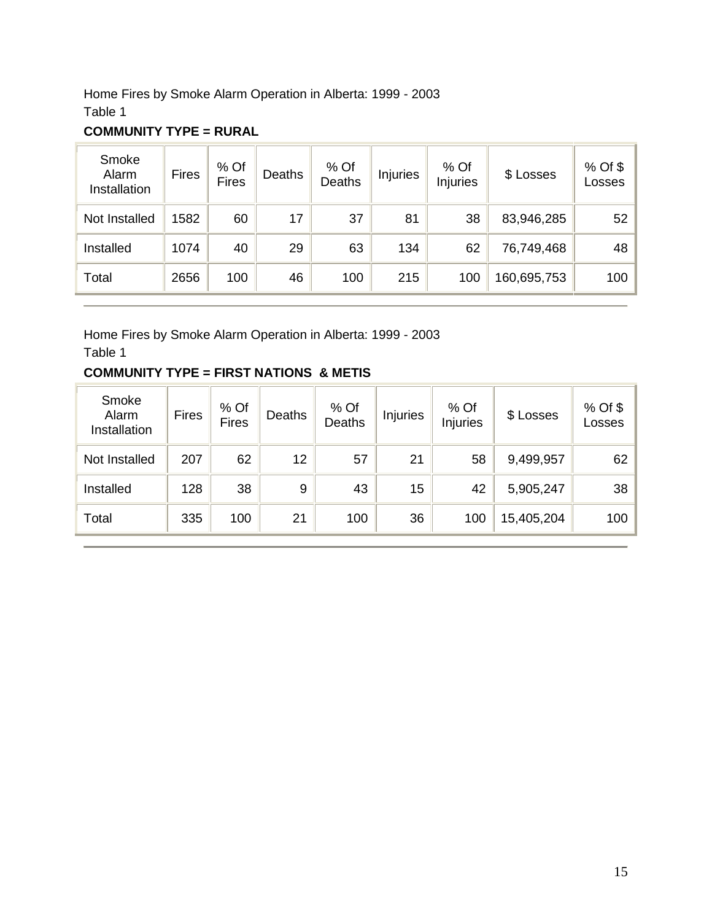Home Fires by Smoke Alarm Operation in Alberta: 1999 - 2003

Table 1

**COMMUNITY TYPE = RURAL**

| Smoke Alarm Installation | Fires | % Of Fires | Deaths | % Of Deaths | Injuries | % Of Injuries | $ Losses | % Of $ Losses |
|---|---|---|---|---|---|---|---|---|
| Not Installed | 1582 | 60 | 17 | 37 | 81 | 38 | 83,946,285 | 52 |
| Installed | 1074 | 40 | 29 | 63 | 134 | 62 | 76,749,468 | 48 |
| Total | 2656 | 100 | 46 | 100 | 215 | 100 | 160,695,753 | 100 |

Home Fires by Smoke Alarm Operation in Alberta: 1999 - 2003

Table 1

**COMMUNITY TYPE = FIRST NATIONS & METIS**

| Smoke Alarm Installation | Fires | % Of Fires | Deaths | % Of Deaths | Injuries | % Of Injuries | $ Losses | % Of $ Losses |
|---|---|---|---|---|---|---|---|---|
| Not Installed | 207 | 62 | 12 | 57 | 21 | 58 | 9,499,957 | 62 |
| Installed | 128 | 38 | 9 | 43 | 15 | 42 | 5,905,247 | 38 |
| Total | 335 | 100 | 21 | 100 | 36 | 100 | 15,405,204 | 100 |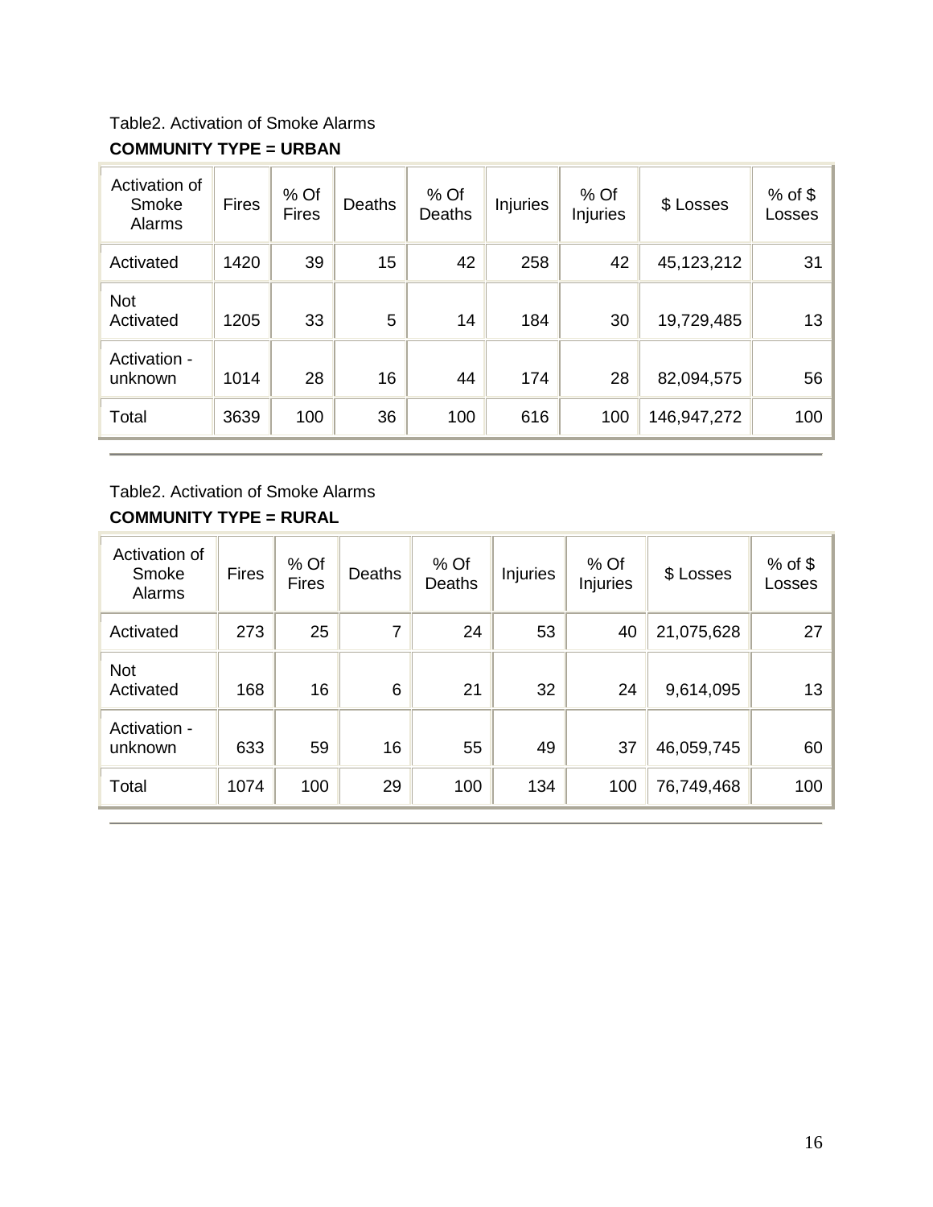Table2. Activation of Smoke Alarms

**COMMUNITY TYPE = URBAN**

| Activation of Smoke Alarms | Fires | % Of Fires | Deaths | % Of Deaths | Injuries | % Of Injuries | $ Losses | % of $ Losses |
|---|---|---|---|---|---|---|---|---|
| Activated | 1420 | 39 | 15 | 42 | 258 | 42 | 45,123,212 | 31 |
| Not Activated | 1205 | 33 | 5 | 14 | 184 | 30 | 19,729,485 | 13 |
| Activation - unknown | 1014 | 28 | 16 | 44 | 174 | 28 | 82,094,575 | 56 |
| Total | 3639 | 100 | 36 | 100 | 616 | 100 | 146,947,272 | 100 |

Table2. Activation of Smoke Alarms

**COMMUNITY TYPE = RURAL**

| Activation of Smoke Alarms | Fires | % Of Fires | Deaths | % Of Deaths | Injuries | % Of Injuries | $ Losses | % of $ Losses |
|---|---|---|---|---|---|---|---|---|
| Activated | 273 | 25 | 7 | 24 | 53 | 40 | 21,075,628 | 27 |
| Not Activated | 168 | 16 | 6 | 21 | 32 | 24 | 9,614,095 | 13 |
| Activation - unknown | 633 | 59 | 16 | 55 | 49 | 37 | 46,059,745 | 60 |
| Total | 1074 | 100 | 29 | 100 | 134 | 100 | 76,749,468 | 100 |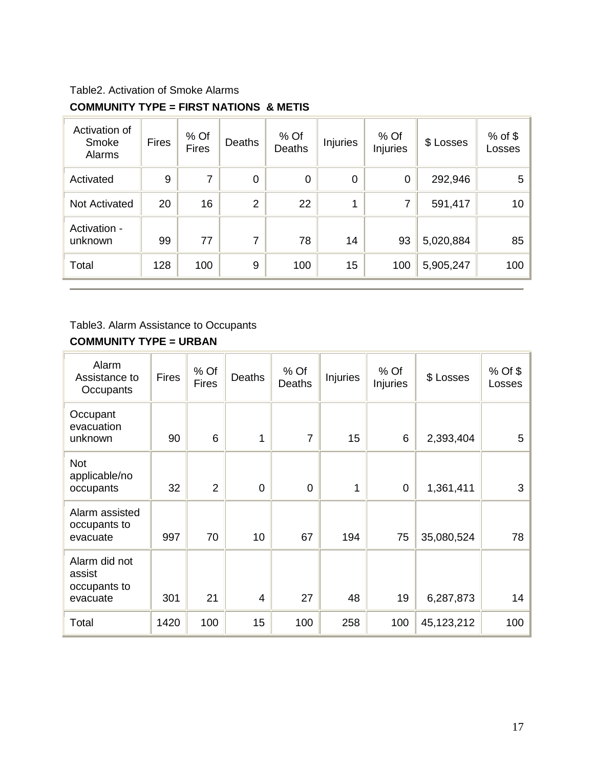Table2. Activation of Smoke Alarms

**COMMUNITY TYPE = FIRST NATIONS & METIS**

| Activation of Smoke Alarms | Fires | % Of Fires | Deaths | % Of Deaths | Injuries | % Of Injuries | $ Losses | % of $ Losses |
|---|---|---|---|---|---|---|---|---|
| Activated | 9 | 7 | 0 | 0 | 0 | 0 | 292,946 | 5 |
| Not Activated | 20 | 16 | 2 | 22 | 1 | 7 | 591,417 | 10 |
| Activation - unknown | 99 | 77 | 7 | 78 | 14 | 93 | 5,020,884 | 85 |
| Total | 128 | 100 | 9 | 100 | 15 | 100 | 5,905,247 | 100 |

Table3. Alarm Assistance to Occupants

**COMMUNITY TYPE = URBAN**

| Alarm Assistance to Occupants | Fires | % Of Fires | Deaths | % Of Deaths | Injuries | % Of Injuries | $ Losses | % Of $ Losses |
|---|---|---|---|---|---|---|---|---|
| Occupant evacuation unknown | 90 | 6 | 1 | 7 | 15 | 6 | 2,393,404 | 5 |
| Not applicable/no occupants | 32 | 2 | 0 | 0 | 1 | 0 | 1,361,411 | 3 |
| Alarm assisted occupants to evacuate | 997 | 70 | 10 | 67 | 194 | 75 | 35,080,524 | 78 |
| Alarm did not assist occupants to evacuate | 301 | 21 | 4 | 27 | 48 | 19 | 6,287,873 | 14 |
| Total | 1420 | 100 | 15 | 100 | 258 | 100 | 45,123,212 | 100 |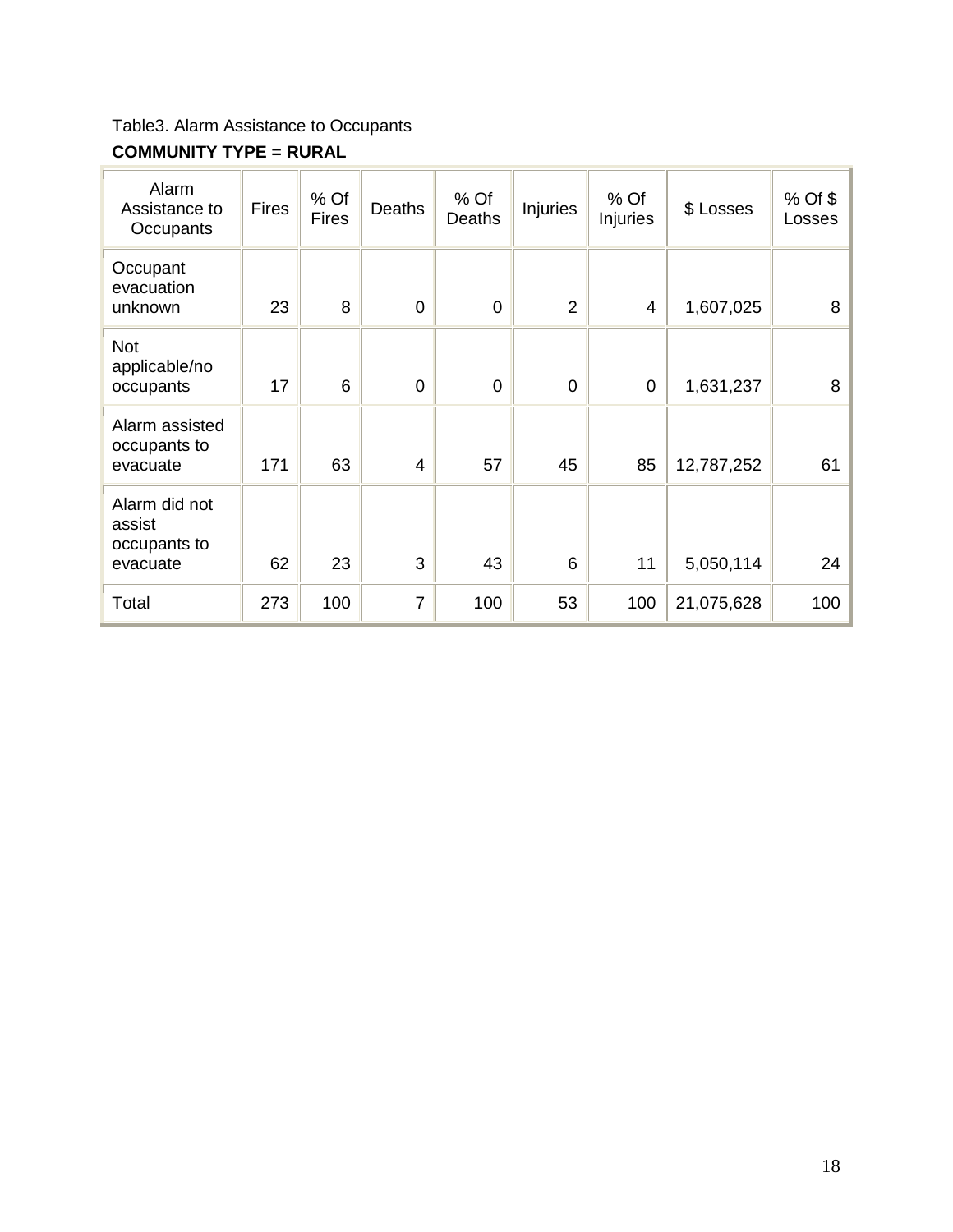Table3. Alarm Assistance to Occupants

**COMMUNITY TYPE = RURAL**

| Alarm Assistance to Occupants | Fires | % Of Fires | Deaths | % Of Deaths | Injuries | % Of Injuries | $ Losses | % Of $ Losses |
|---|---|---|---|---|---|---|---|---|
| Occupant evacuation unknown | 23 | 8 | 0 | 0 | 2 | 4 | 1,607,025 | 8 |
| Not applicable/no occupants | 17 | 6 | 0 | 0 | 0 | 0 | 1,631,237 | 8 |
| Alarm assisted occupants to evacuate | 171 | 63 | 4 | 57 | 45 | 85 | 12,787,252 | 61 |
| Alarm did not assist occupants to evacuate | 62 | 23 | 3 | 43 | 6 | 11 | 5,050,114 | 24 |
| Total | 273 | 100 | 7 | 100 | 53 | 100 | 21,075,628 | 100 |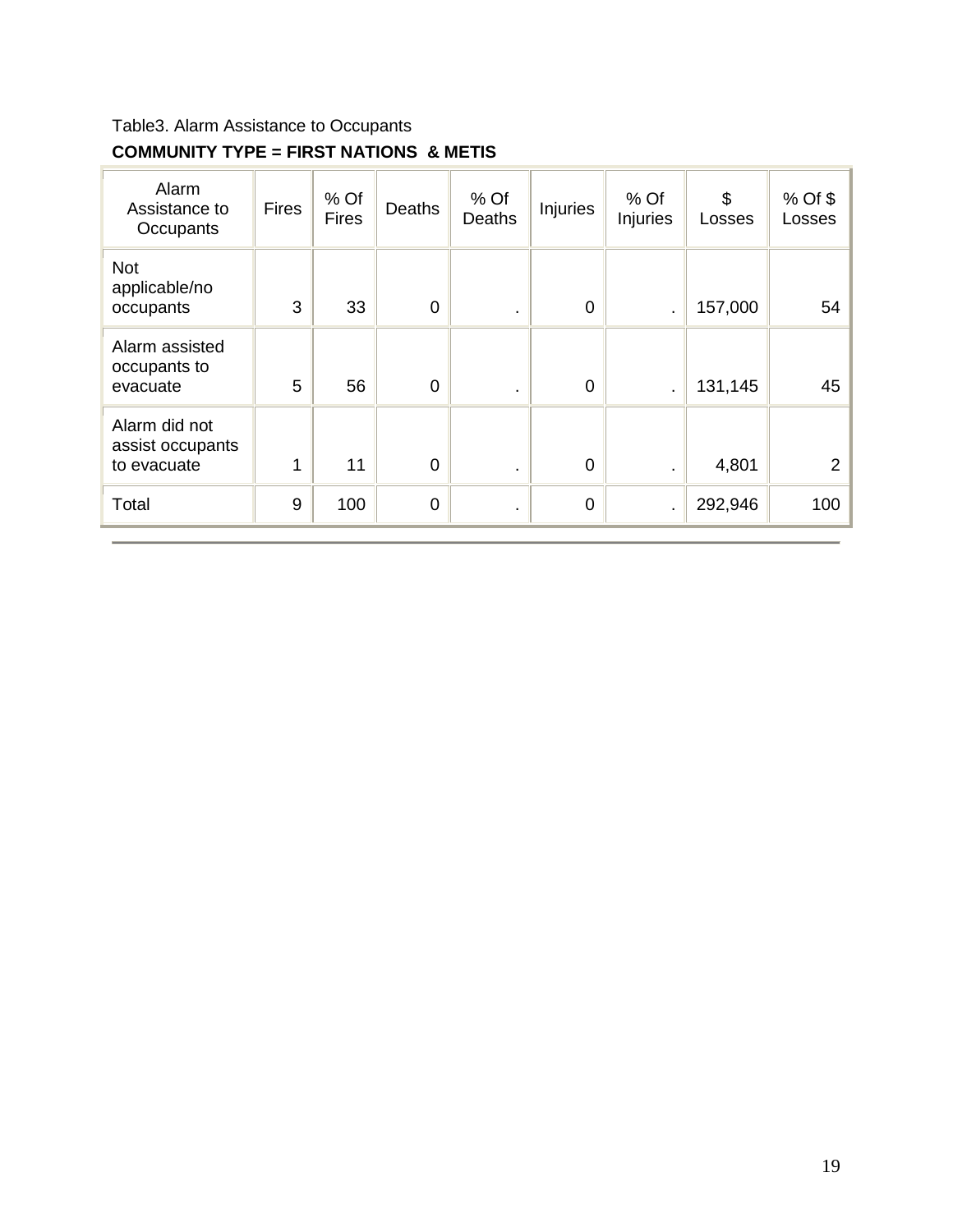Table3. Alarm Assistance to Occupants

**COMMUNITY TYPE = FIRST NATIONS & METIS**

| Alarm Assistance to Occupants | Fires | % Of Fires | Deaths | % Of Deaths | Injuries | % Of Injuries | $ Losses | % Of $ Losses |
|---|---|---|---|---|---|---|---|---|
| Not applicable/no occupants | 3 | 33 | 0 | . | 0 | . | 157,000 | 54 |
| Alarm assisted occupants to evacuate | 5 | 56 | 0 | . | 0 | . | 131,145 | 45 |
| Alarm did not assist occupants to evacuate | 1 | 11 | 0 | . | 0 | . | 4,801 | 2 |
| Total | 9 | 100 | 0 | . | 0 | . | 292,946 | 100 |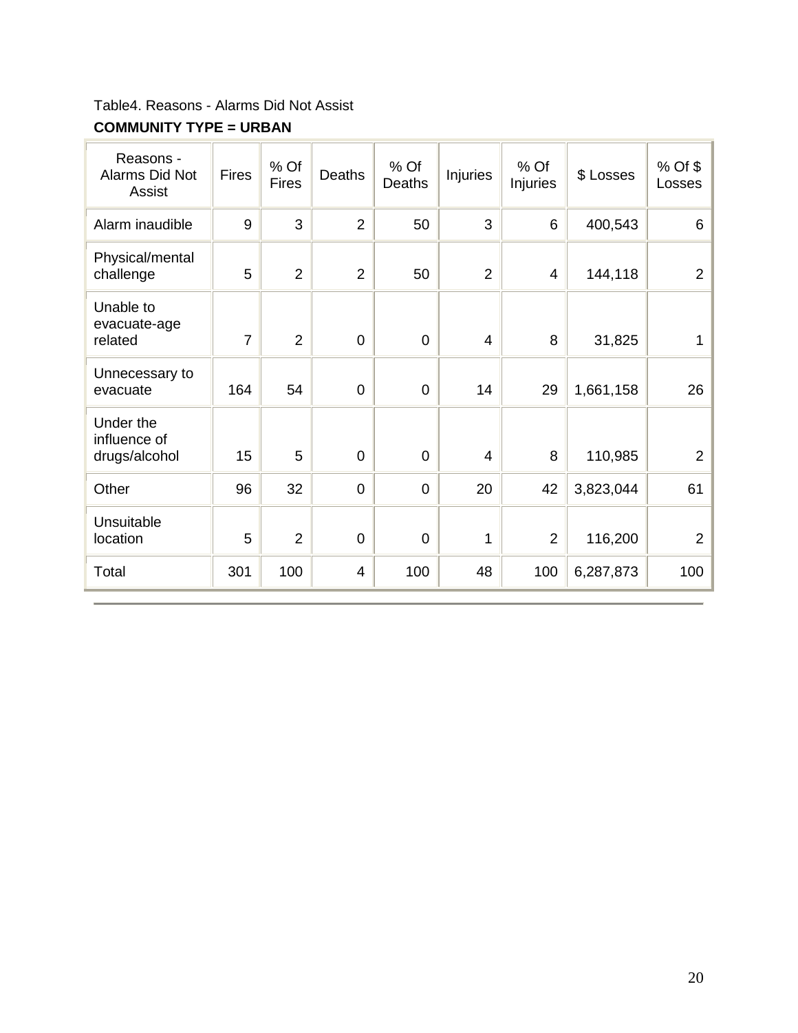Table4. Reasons - Alarms Did Not Assist

**COMMUNITY TYPE = URBAN**

| Reasons - Alarms Did Not Assist | Fires | % Of Fires | Deaths | % Of Deaths | Injuries | % Of Injuries | $ Losses | % Of $ Losses |
|---|---|---|---|---|---|---|---|---|
| Alarm inaudible | 9 | 3 | 2 | 50 | 3 | 6 | 400,543 | 6 |
| Physical/mental challenge | 5 | 2 | 2 | 50 | 2 | 4 | 144,118 | 2 |
| Unable to evacuate-age related | 7 | 2 | 0 | 0 | 4 | 8 | 31,825 | 1 |
| Unnecessary to evacuate | 164 | 54 | 0 | 0 | 14 | 29 | 1,661,158 | 26 |
| Under the influence of drugs/alcohol | 15 | 5 | 0 | 0 | 4 | 8 | 110,985 | 2 |
| Other | 96 | 32 | 0 | 0 | 20 | 42 | 3,823,044 | 61 |
| Unsuitable location | 5 | 2 | 0 | 0 | 1 | 2 | 116,200 | 2 |
| Total | 301 | 100 | 4 | 100 | 48 | 100 | 6,287,873 | 100 |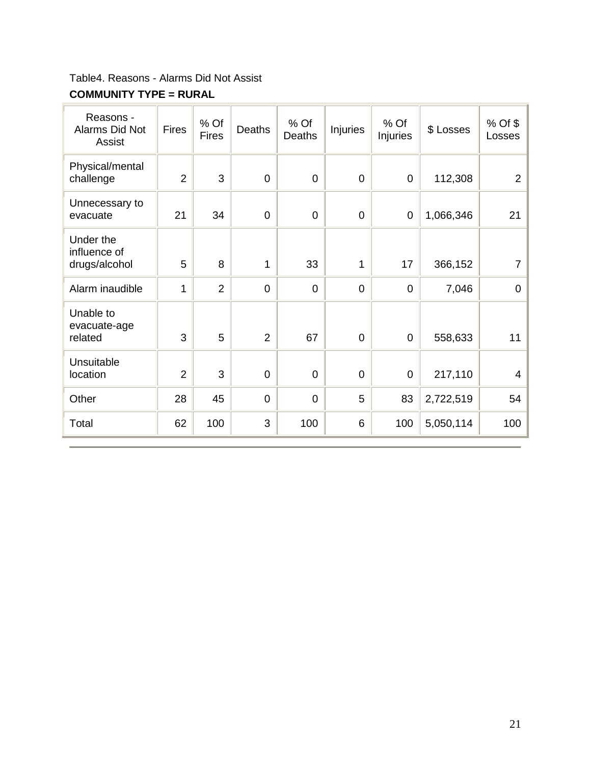Table4. Reasons - Alarms Did Not Assist

**COMMUNITY TYPE = RURAL**

| Reasons - Alarms Did Not Assist | Fires | % Of Fires | Deaths | % Of Deaths | Injuries | % Of Injuries | $ Losses | % Of $ Losses |
|---|---|---|---|---|---|---|---|---|
| Physical/mental challenge | 2 | 3 | 0 | 0 | 0 | 0 | 112,308 | 2 |
| Unnecessary to evacuate | 21 | 34 | 0 | 0 | 0 | 0 | 1,066,346 | 21 |
| Under the influence of drugs/alcohol | 5 | 8 | 1 | 33 | 1 | 17 | 366,152 | 7 |
| Alarm inaudible | 1 | 2 | 0 | 0 | 0 | 0 | 7,046 | 0 |
| Unable to evacuate-age related | 3 | 5 | 2 | 67 | 0 | 0 | 558,633 | 11 |
| Unsuitable location | 2 | 3 | 0 | 0 | 0 | 0 | 217,110 | 4 |
| Other | 28 | 45 | 0 | 0 | 5 | 83 | 2,722,519 | 54 |
| Total | 62 | 100 | 3 | 100 | 6 | 100 | 5,050,114 | 100 |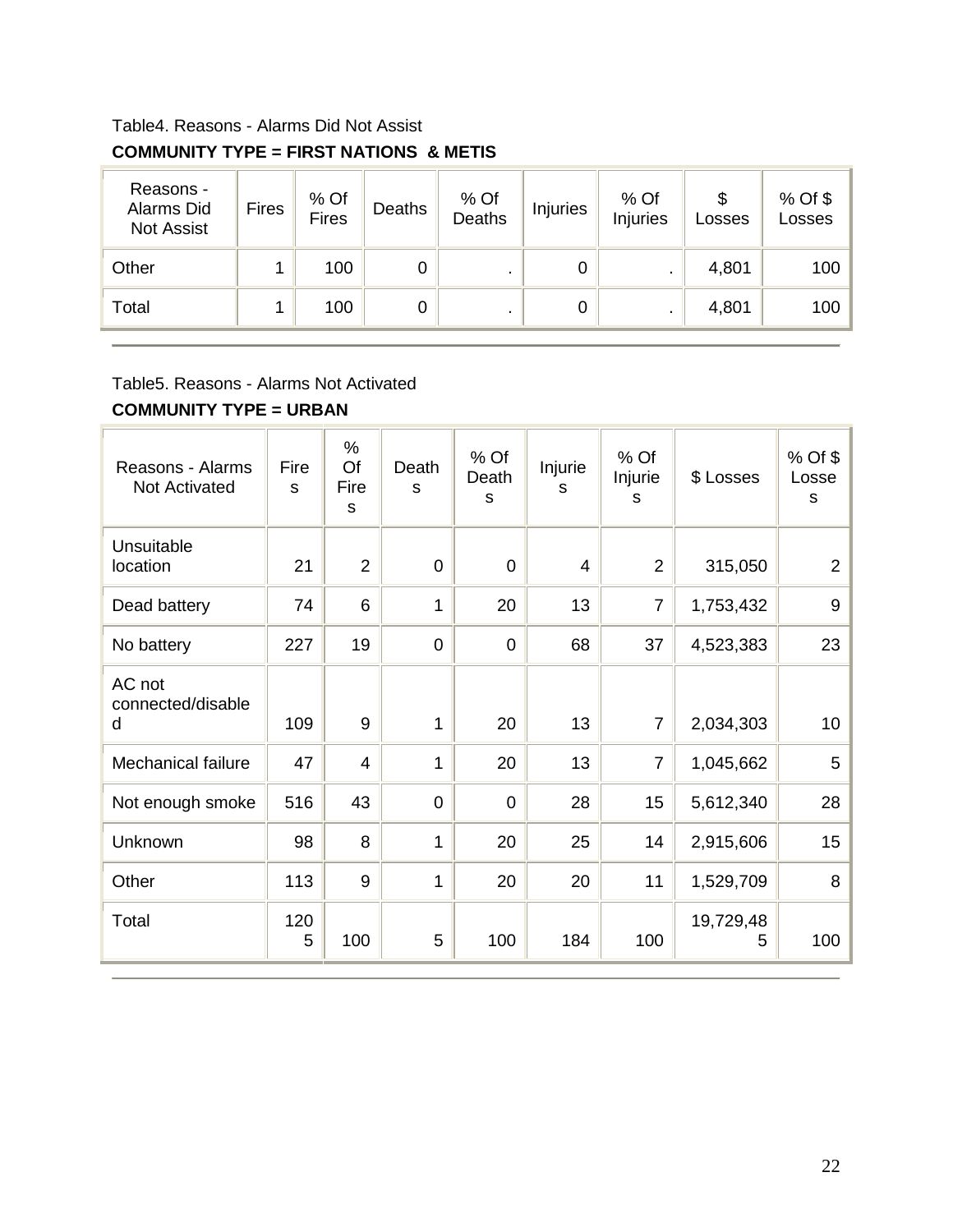Table4. Reasons - Alarms Did Not Assist

**COMMUNITY TYPE = FIRST NATIONS & METIS**

| Reasons - Alarms Did Not Assist | Fires | % Of Fires | Deaths | % Of Deaths | Injuries | % Of Injuries | $ Losses | % Of $ Losses |
|---|---|---|---|---|---|---|---|---|
| Other | 1 | 100 | 0 | . | 0 | . | 4,801 | 100 |
| Total | 1 | 100 | 0 | . | 0 | . | 4,801 | 100 |

Table5. Reasons - Alarms Not Activated

**COMMUNITY TYPE = URBAN**

| Reasons - Alarms Not Activated | Fires | % Of Fires | Deaths | % Of Deaths | Injuries | % Of Injuries | $ Losses | % Of $ Losses |
|---|---|---|---|---|---|---|---|---|
| Unsuitable location | 21 | 2 | 0 | 0 | 4 | 2 | 315,050 | 2 |
| Dead battery | 74 | 6 | 1 | 20 | 13 | 7 | 1,753,432 | 9 |
| No battery | 227 | 19 | 0 | 0 | 68 | 37 | 4,523,383 | 23 |
| AC not connected/disabled | 109 | 9 | 1 | 20 | 13 | 7 | 2,034,303 | 10 |
| Mechanical failure | 47 | 4 | 1 | 20 | 13 | 7 | 1,045,662 | 5 |
| Not enough smoke | 516 | 43 | 0 | 0 | 28 | 15 | 5,612,340 | 28 |
| Unknown | 98 | 8 | 1 | 20 | 25 | 14 | 2,915,606 | 15 |
| Other | 113 | 9 | 1 | 20 | 20 | 11 | 1,529,709 | 8 |
| Total | 1205 | 100 | 5 | 100 | 184 | 100 | 19,729,485 | 100 |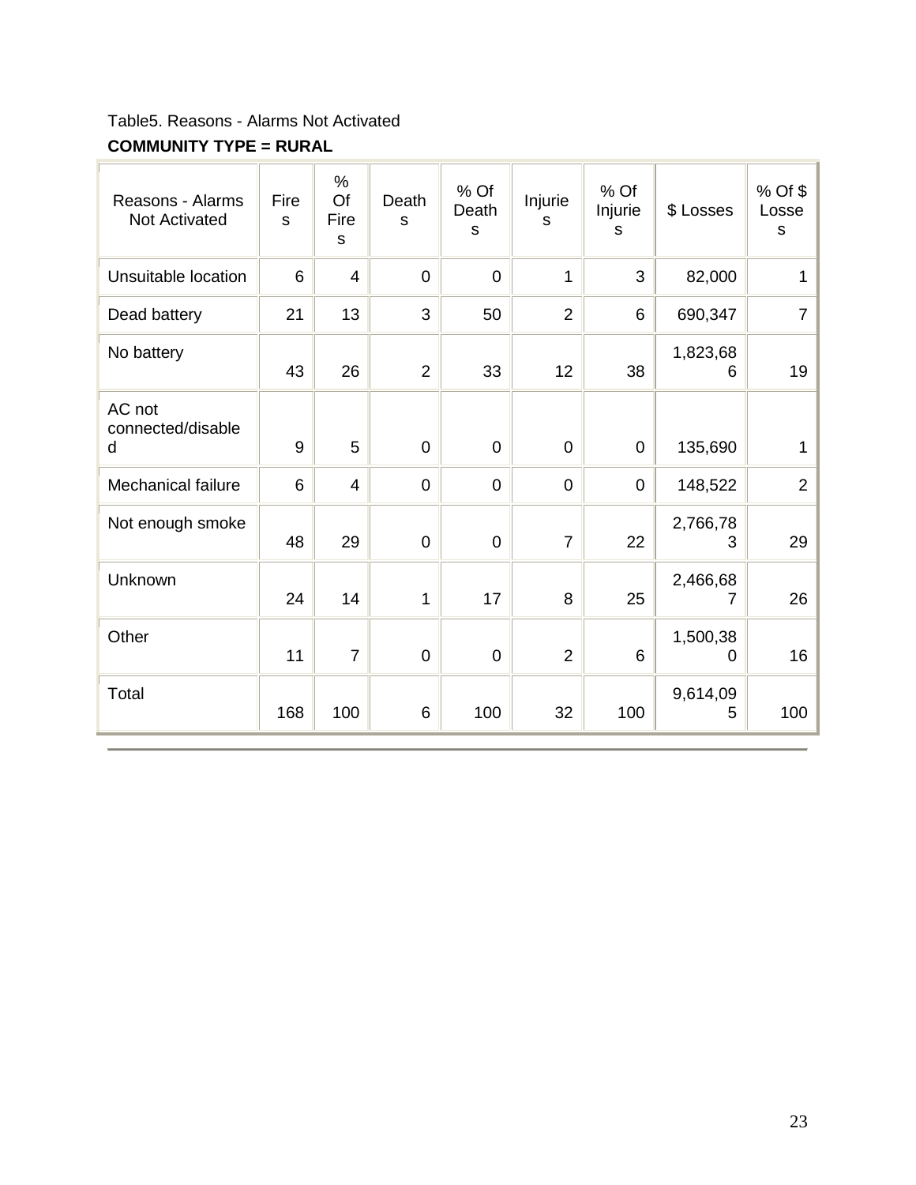Table5. Reasons - Alarms Not Activated

**COMMUNITY TYPE = RURAL**

| Reasons - Alarms Not Activated | Fires | % Of Fires | Deaths | % Of Deaths | Injuries | % Of Injuries | $ Losses | % Of $ Losses |
|---|---|---|---|---|---|---|---|---|
| Unsuitable location | 6 | 4 | 0 | 0 | 1 | 3 | 82,000 | 1 |
| Dead battery | 21 | 13 | 3 | 50 | 2 | 6 | 690,347 | 7 |
| No battery | 43 | 26 | 2 | 33 | 12 | 38 | 1,823,686 | 19 |
| AC not connected/disabled | 9 | 5 | 0 | 0 | 0 | 0 | 135,690 | 1 |
| Mechanical failure | 6 | 4 | 0 | 0 | 0 | 0 | 148,522 | 2 |
| Not enough smoke | 48 | 29 | 0 | 0 | 7 | 22 | 2,766,783 | 29 |
| Unknown | 24 | 14 | 1 | 17 | 8 | 25 | 2,466,687 | 26 |
| Other | 11 | 7 | 0 | 0 | 2 | 6 | 1,500,380 | 16 |
| Total | 168 | 100 | 6 | 100 | 32 | 100 | 9,614,095 | 100 |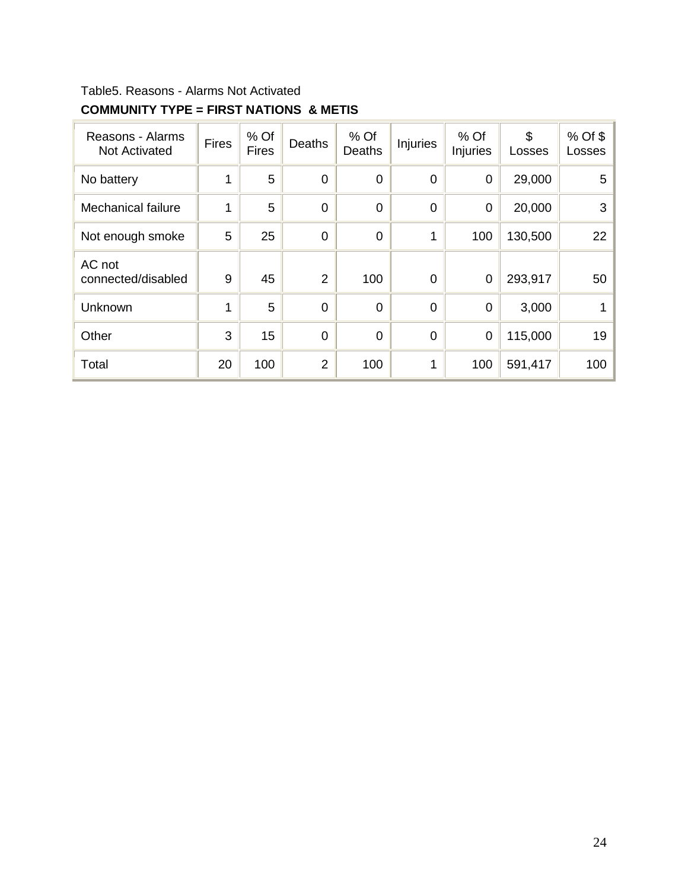Table5. Reasons - Alarms Not Activated

**COMMUNITY TYPE = FIRST NATIONS & METIS**

| Reasons - Alarms Not Activated | Fires | % Of Fires | Deaths | % Of Deaths | Injuries | % Of Injuries | $ Losses | % Of $ Losses |
|---|---|---|---|---|---|---|---|---|
| No battery | 1 | 5 | 0 | 0 | 0 | 0 | 29,000 | 5 |
| Mechanical failure | 1 | 5 | 0 | 0 | 0 | 0 | 20,000 | 3 |
| Not enough smoke | 5 | 25 | 0 | 0 | 1 | 100 | 130,500 | 22 |
| AC not connected/disabled | 9 | 45 | 2 | 100 | 0 | 0 | 293,917 | 50 |
| Unknown | 1 | 5 | 0 | 0 | 0 | 0 | 3,000 | 1 |
| Other | 3 | 15 | 0 | 0 | 0 | 0 | 115,000 | 19 |
| Total | 20 | 100 | 2 | 100 | 1 | 100 | 591,417 | 100 |